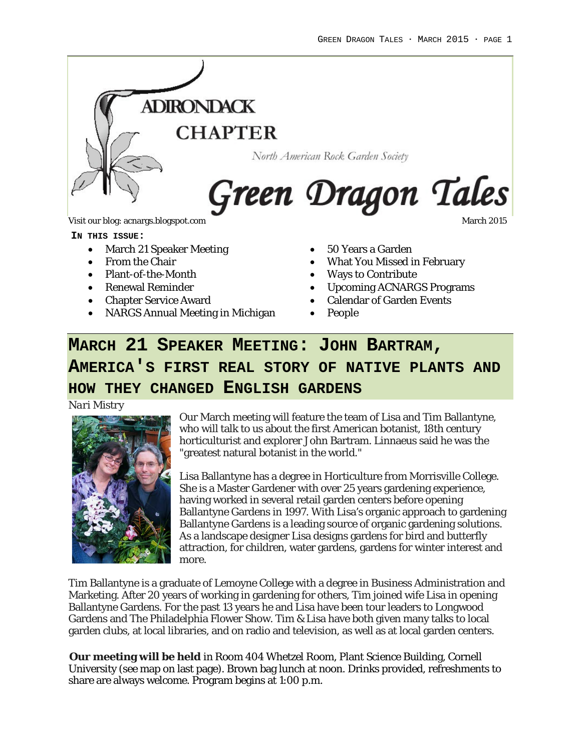# ADIRONDACK CHAPTER

North American Rock Garden Society

# Green Dragon Tales

Visit our blog: acnargs.blogspot.com

March 2015

**IN THIS ISSUE:**

- March 21 Speaker Meeting
- From the Chair
- Plant-of-the-Month
- Renewal Reminder
- Chapter Service Award
- NARGS Annual Meeting in Michigan
- 50 Years a Garden
- What You Missed in February
- Ways to Contribute
- Upcoming ACNARGS Programs
- Calendar of Garden Events
- People

## MARCH 21 SPEAKER MEETING: JOHN BARTRAM, AMERICA'S FIRST REAL STORY OF NATIVE PLANTS AND HOW THEY CHANGED ENGLISH GARDENS

*Nari Mistry*

Our March meeting will feature the team of Lisa and Tim Ballantyne, who will talk to us about the first American botanist, 18th century horticulturist and explorer John Bartram. Linnaeus said he was the "greatest natural botanist in the world."

Lisa Ballantyne has a degree in Horticulture from Morrisville College. She is a Master Gardener with over 25 years gardening experience, having worked in several retail garden centers before opening Ballantyne Gardens in 1997. With Lisa's organic approach to gardening Ballantyne Gardens is a leading source of organic gardening solutions. As a landscape designer Lisa designs gardens for bird and butterfly attraction, for children, water gardens, gardens for winter interest and more.

Tim Ballantyne is a graduate of Lemoyne College with a degree in Business Administration and Marketing. After 20 years of working in gardening for others, Tim joined wife Lisa in opening Ballantyne Gardens. For the past 13 years he and Lisa have been tour leaders to Longwood Gardens and The Philadelphia Flower Show. Tim & Lisa have both given many talks to local garden clubs, at local libraries, and on radio and television, as well as at local garden centers.

**Our meeting will be held** in Room 404 Whetzel Room, Plant Science Building, Cornell University (see map on last page). Brown bag lunch at noon. Drinks provided, refreshments to share are always welcome. Program begins at 1:00 p.m.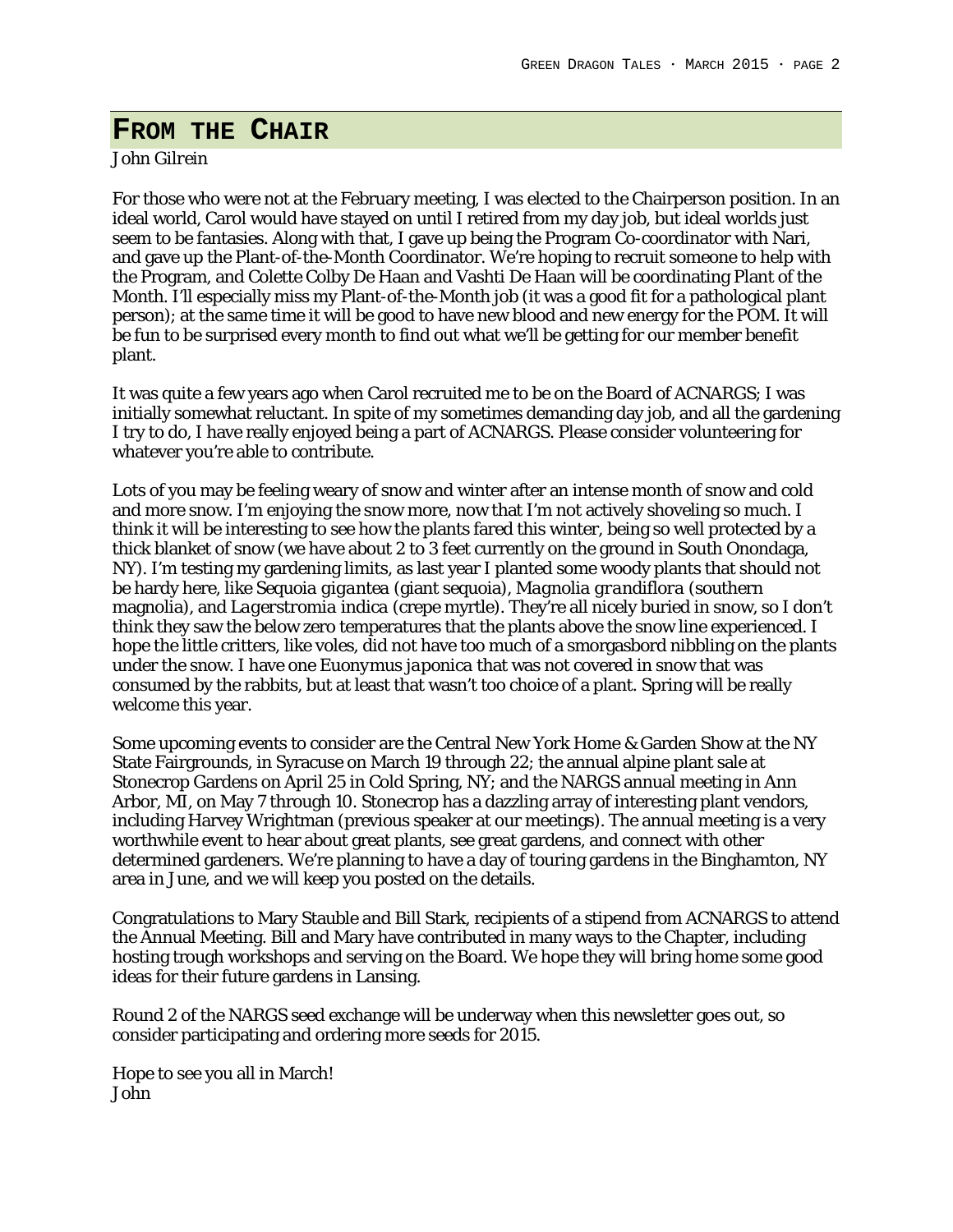# FROM THE CHAIR

*John Gilrein*

For those who were not at the February meeting, I was elected to the Chairperson position. In an ideal world, Carol would have stayed on until I retired from my day job, but ideal worlds just seem to be fantasies. Along with that, I gave up being the Program Co-coordinator with Nari, and gave up the Plant-of-the-Month Coordinator. We're hoping to recruit someone to help with the Program, and Colette Colby De Haan and Vashti De Haan will be coordinating Plant of the Month. I'll especially miss my Plant-of-the-Month job (it was a good fit for a pathological plant person); at the same time it will be good to have new blood and new energy for the POM. It will be fun to be surprised every month to find out what we'll be getting for our member benefit plant.

It was quite a few years ago when Carol recruited me to be on the Board of ACNARGS; I was initially somewhat reluctant. In spite of my sometimes demanding day job, and all the gardening I try to do, I have really enjoyed being a part of ACNARGS. Please consider volunteering for whatever you're able to contribute.

Lots of you may be feeling weary of snow and winter after an intense month of snow and cold and more snow. I'm enjoying the snow more, now that I'm not actively shoveling so much. I think it will be interesting to see how the plants fared this winter, being so well protected by a thick blanket of snow (we have about 2 to 3 feet currently on the ground in South Onondaga, NY). I'm testing my gardening limits, as last year I planted some woody plants that should not be hardy here, like *Sequoia gigantea* (giant sequoia), *Magnolia grandiflora* (southern magnolia), and *Lagerstromia indica* (crepe myrtle). They're all nicely buried in snow, so I don't think they saw the below zero temperatures that the plants above the snow line experienced. I hope the little critters, like voles, did not have too much of a smorgasbord nibbling on the plants under the snow. I have one *Euonymus japonica* that was not covered in snow that was consumed by the rabbits, but at least that wasn't too choice of a plant. Spring will be really welcome this year.

Some upcoming events to consider are the Central New York Home & Garden Show at the NY State Fairgrounds, in Syracuse on March 19 through 22; the annual alpine plant sale at Stonecrop Gardens on April 25 in Cold Spring, NY; and the NARGS annual meeting in Ann Arbor, MI, on May 7 through 10. Stonecrop has a dazzling array of interesting plant vendors, including Harvey Wrightman (previous speaker at our meetings). The annual meeting is a very worthwhile event to hear about great plants, see great gardens, and connect with other determined gardeners. We're planning to have a day of touring gardens in the Binghamton, NY area in June, and we will keep you posted on the details.

Congratulations to Mary Stauble and Bill Stark, recipients of a stipend from ACNARGS to attend the Annual Meeting. Bill and Mary have contributed in many ways to the Chapter, including hosting trough workshops and serving on the Board. We hope they will bring home some good ideas for their future gardens in Lansing.

Round 2 of the NARGS seed exchange will be underway when this newsletter goes out, so consider participating and ordering more seeds for 2015.

Hope to see you all in March!
John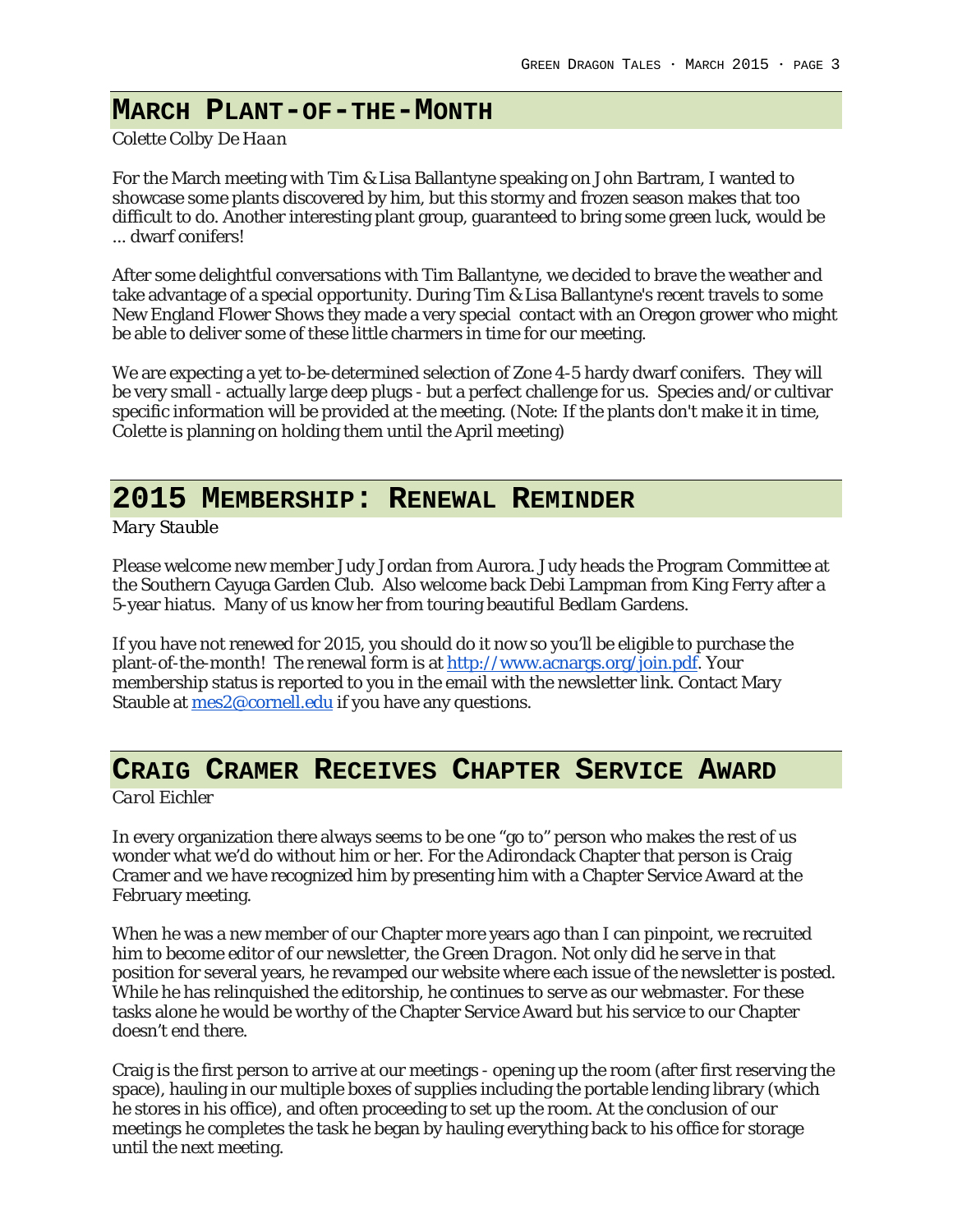## March Plant-of-the-Month

*Colette Colby De Haan*

For the March meeting with Tim & Lisa Ballantyne speaking on John Bartram, I wanted to showcase some plants discovered by him, but this stormy and frozen season makes that too difficult to do. Another interesting plant group, guaranteed to bring some green luck, would be ... dwarf conifers!

After some delightful conversations with Tim Ballantyne, we decided to brave the weather and take advantage of a special opportunity. During Tim & Lisa Ballantyne's recent travels to some New England Flower Shows they made a very special contact with an Oregon grower who might be able to deliver some of these little charmers in time for our meeting.

We are expecting a yet to-be-determined selection of Zone 4-5 hardy dwarf conifers. They will be very small - actually large deep plugs - but a perfect challenge for us. Species and/or cultivar specific information will be provided at the meeting. (Note: If the plants don't make it in time, Colette is planning on holding them until the April meeting)

## 2015 Membership: Renewal Reminder

*Mary Stauble*

Please welcome new member Judy Jordan from Aurora. Judy heads the Program Committee at the Southern Cayuga Garden Club. Also welcome back Debi Lampman from King Ferry after a 5-year hiatus. Many of us know her from touring beautiful Bedlam Gardens.

If you have not renewed for 2015, you should do it now so you'll be eligible to purchase the plant-of-the-month! The renewal form is at [http://www.acnargs.org/join.pdf](http://www.acnargs.org/join.pdf). Your membership status is reported to you in the email with the newsletter link. Contact Mary Stauble at [mes2@cornell.edu](mailto:mes2@cornell.edu) if you have any questions.

## Craig Cramer Receives Chapter Service Award

*Carol Eichler*

In every organization there always seems to be one "go to" person who makes the rest of us wonder what we'd do without him or her. For the Adirondack Chapter that person is Craig Cramer and we have recognized him by presenting him with a Chapter Service Award at the February meeting.

When he was a new member of our Chapter more years ago than I can pinpoint, we recruited him to become editor of our newsletter, the *Green Dragon*. Not only did he serve in that position for several years, he revamped our website where each issue of the newsletter is posted. While he has relinquished the editorship, he continues to serve as our webmaster. For these tasks alone he would be worthy of the Chapter Service Award but his service to our Chapter doesn't end there.

Craig is the first person to arrive at our meetings - opening up the room (after first reserving the space), hauling in our multiple boxes of supplies including the portable lending library (which he stores in his office), and often proceeding to set up the room. At the conclusion of our meetings he completes the task he began by hauling everything back to his office for storage until the next meeting.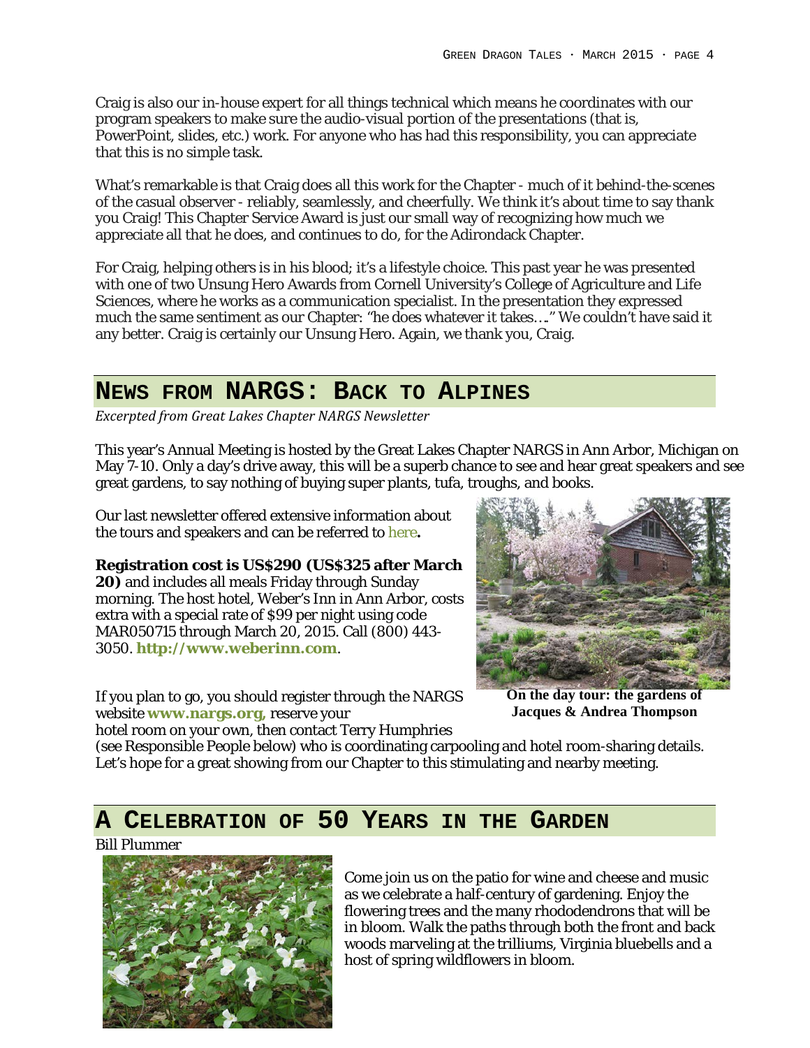Craig is also our in-house expert for all things technical which means he coordinates with our program speakers to make sure the audio-visual portion of the presentations (that is, PowerPoint, slides, etc.) work. For anyone who has had this responsibility, you can appreciate that this is no simple task.

What's remarkable is that Craig does all this work for the Chapter - much of it behind-the-scenes of the casual observer - reliably, seamlessly, and cheerfully. We think it's about time to say thank you Craig! This Chapter Service Award is just our small way of recognizing how much we appreciate all that he does, and continues to do, for the Adirondack Chapter.

For Craig, helping others is in his blood; it's a lifestyle choice. This past year he was presented with one of two Unsung Hero Awards from Cornell University's College of Agriculture and Life Sciences, where he works as a communication specialist. In the presentation they expressed much the same sentiment as our Chapter: "he does whatever it takes…." We couldn't have said it any better. Craig is certainly our Unsung Hero. Again, we thank you, Craig.

## News from NARGS: Back to Alpines

*Excerpted from Great Lakes Chapter NARGS Newsletter*

This year's Annual Meeting is hosted by the Great Lakes Chapter NARGS in Ann Arbor, Michigan on May 7-10. Only a day's drive away, this will be a superb chance to see and hear great speakers and see great gardens, to say nothing of buying super plants, tufa, troughs, and books.

Our last newsletter offered extensive information about the tours and speakers and can be referred to here.

**Registration cost is US$290 (US$325 after March 20)** and includes all meals Friday through Sunday morning. The host hotel, Weber's Inn in Ann Arbor, costs extra with a special rate of $99 per night using code MAR050715 through March 20, 2015. Call (800) 443-3050. **http://www.weberinn.com**.

**On the day tour: the gardens of Jacques & Andrea Thompson**

If you plan to go, you should register through the NARGS website **www.nargs.org,** reserve your hotel room on your own, then contact Terry Humphries (see Responsible People below) who is coordinating carpooling and hotel room-sharing details. Let's hope for a great showing from our Chapter to this stimulating and nearby meeting.

## A Celebration of 50 Years in the Garden

Bill Plummer

Come join us on the patio for wine and cheese and music as we celebrate a half-century of gardening. Enjoy the flowering trees and the many rhododendrons that will be in bloom. Walk the paths through both the front and back woods marveling at the trilliums, Virginia bluebells and a host of spring wildflowers in bloom.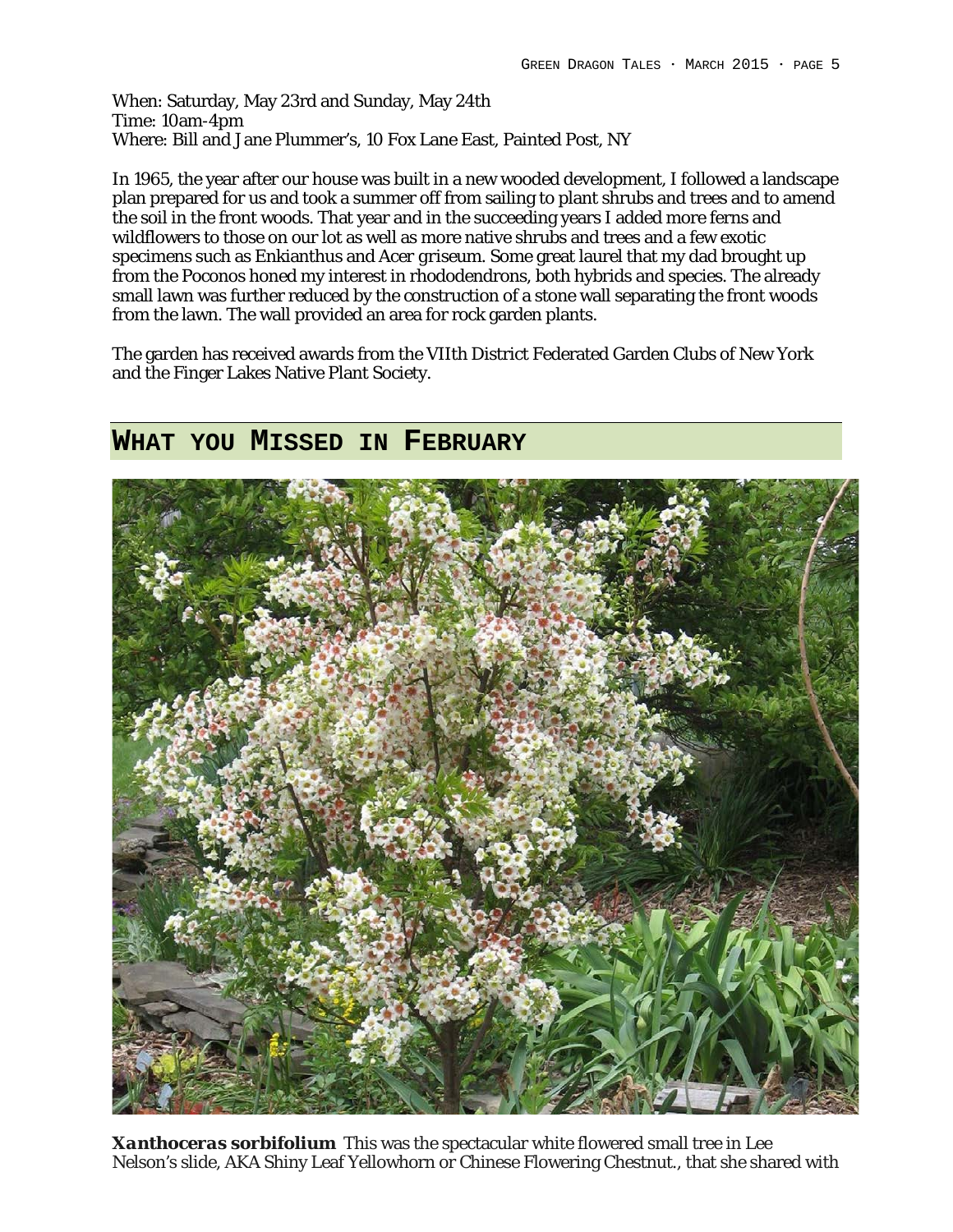When: Saturday, May 23rd and Sunday, May 24th
Time: 10am-4pm
Where: Bill and Jane Plummer's, 10 Fox Lane East, Painted Post, NY

In 1965, the year after our house was built in a new wooded development, I followed a landscape plan prepared for us and took a summer off from sailing to plant shrubs and trees and to amend the soil in the front woods. That year and in the succeeding years I added more ferns and wildflowers to those on our lot as well as more native shrubs and trees and a few exotic specimens such as Enkianthus and Acer griseum. Some great laurel that my dad brought up from the Poconos honed my interest in rhododendrons, both hybrids and species. The already small lawn was further reduced by the construction of a stone wall separating the front woods from the lawn. The wall provided an area for rock garden plants.

The garden has received awards from the VIIth District Federated Garden Clubs of New York and the Finger Lakes Native Plant Society.

## WHAT YOU MISSED IN FEBRUARY

***Xanthoceras sorbifolium*** *This was the spectacular white flowered small tree in Lee Nelson's slide, AKA Shiny Leaf Yellowhorn or Chinese Flowering Chestnut., that she shared with*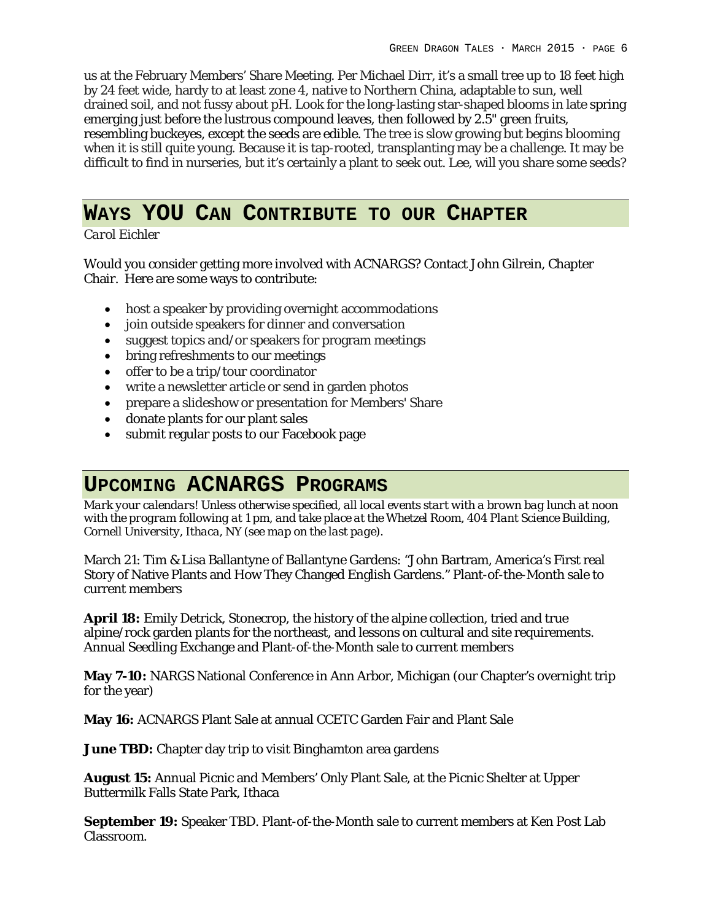us at the February Members' Share Meeting. Per Michael Dirr, it's a small tree up to 18 feet high by 24 feet wide, hardy to at least zone 4, native to Northern China, adaptable to sun, well drained soil, and not fussy about pH. Look for the long-lasting star-shaped blooms in late spring emerging just before the lustrous compound leaves, then followed by 2.5" green fruits, resembling buckeyes, except the seeds are edible. The tree is slow growing but begins blooming when it is still quite young. Because it is tap-rooted, transplanting may be a challenge. It may be difficult to find in nurseries, but it's certainly a plant to seek out. Lee, will you share some seeds?

## Ways YOU Can Contribute to our Chapter

*Carol Eichler*

Would you consider getting more involved with ACNARGS? Contact John Gilrein, Chapter Chair. Here are some ways to contribute:

- host a speaker by providing overnight accommodations
- join outside speakers for dinner and conversation
- suggest topics and/or speakers for program meetings
- bring refreshments to our meetings
- offer to be a trip/tour coordinator
- write a newsletter article or send in garden photos
- prepare a slideshow or presentation for Members' Share
- donate plants for our plant sales
- submit regular posts to our Facebook page

## Upcoming ACNARGS Programs

*Mark your calendars! Unless otherwise specified, all local events start with a brown bag lunch at noon with the program following at 1 pm, and take place at the Whetzel Room, 404 Plant Science Building, Cornell University, Ithaca, NY (see map on the last page).*

March 21: Tim & Lisa Ballantyne of Ballantyne Gardens: "John Bartram, America's First real Story of Native Plants and How They Changed English Gardens." Plant-of-the-Month sale to current members

**April 18:** Emily Detrick, Stonecrop, the history of the alpine collection, tried and true alpine/rock garden plants for the northeast, and lessons on cultural and site requirements. Annual Seedling Exchange and Plant-of-the-Month sale to current members

**May 7-10:** NARGS National Conference in Ann Arbor, Michigan (our Chapter's overnight trip for the year)

**May 16:** ACNARGS Plant Sale at annual CCETC Garden Fair and Plant Sale

**June TBD:** Chapter day trip to visit Binghamton area gardens

**August 15:** Annual Picnic and Members' Only Plant Sale, at the Picnic Shelter at Upper Buttermilk Falls State Park, Ithaca

**September 19:** Speaker TBD. Plant-of-the-Month sale to current members at Ken Post Lab Classroom.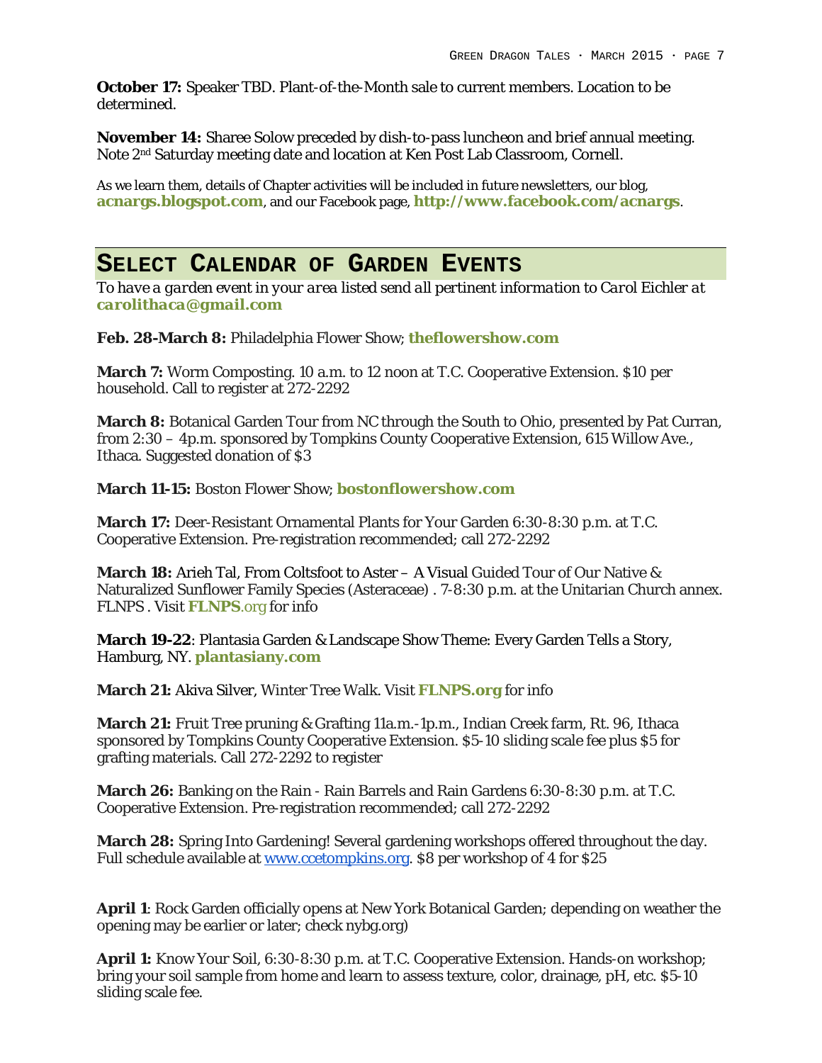**October 17:** Speaker TBD. Plant-of-the-Month sale to current members. Location to be determined.

**November 14:** Sharee Solow preceded by dish-to-pass luncheon and brief annual meeting. Note 2nd Saturday meeting date and location at Ken Post Lab Classroom, Cornell.

As we learn them, details of Chapter activities will be included in future newsletters, our blog, **acnargs.blogspot.com**, and our Facebook page, **http://www.facebook.com/acnargs**.

## Select Calendar of Garden Events

*To have a garden event in your area listed send all pertinent information to Carol Eichler at* ***carolithaca@gmail.com***

**Feb. 28-March 8:** Philadelphia Flower Show; **theflowershow.com**

**March 7:** Worm Composting. 10 a.m. to 12 noon at T.C. Cooperative Extension. $10 per household. Call to register at 272-2292

**March 8:** Botanical Garden Tour from NC through the South to Ohio, presented by Pat Curran, from 2:30 – 4p.m. sponsored by Tompkins County Cooperative Extension, 615 Willow Ave., Ithaca. Suggested donation of $3

**March 11-15:** Boston Flower Show; **bostonflowershow.com**

**March 17:** Deer-Resistant Ornamental Plants for Your Garden 6:30-8:30 p.m. at T.C. Cooperative Extension. Pre-registration recommended; call 272-2292

**March 18:** Arieh Tal, From Coltsfoot to Aster – A Visual Guided Tour of Our Native & Naturalized Sunflower Family Species (Asteraceae) . 7-8:30 p.m. at the Unitarian Church annex. FLNPS . Visit **FLNPS**.org for info

**March 19-22**: Plantasia Garden & Landscape Show Theme: Every Garden Tells a Story, Hamburg, NY. **plantasiany.com**

**March 21:** Akiva Silver, Winter Tree Walk. Visit **FLNPS.org** for info

**March 21:** Fruit Tree pruning & Grafting 11a.m.-1p.m., Indian Creek farm, Rt. 96, Ithaca sponsored by Tompkins County Cooperative Extension. $5-10 sliding scale fee plus $5 for grafting materials. Call 272-2292 to register

**March 26:** Banking on the Rain - Rain Barrels and Rain Gardens 6:30-8:30 p.m. at T.C. Cooperative Extension. Pre-registration recommended; call 272-2292

**March 28:** Spring Into Gardening! Several gardening workshops offered throughout the day. Full schedule available at www.ccetompkins.org. $8 per workshop of 4 for $25

**April 1**: Rock Garden officially opens at New York Botanical Garden; depending on weather the opening may be earlier or later; check nybg.org)

**April 1:** Know Your Soil, 6:30-8:30 p.m. at T.C. Cooperative Extension. Hands-on workshop; bring your soil sample from home and learn to assess texture, color, drainage, pH, etc. $5-10 sliding scale fee.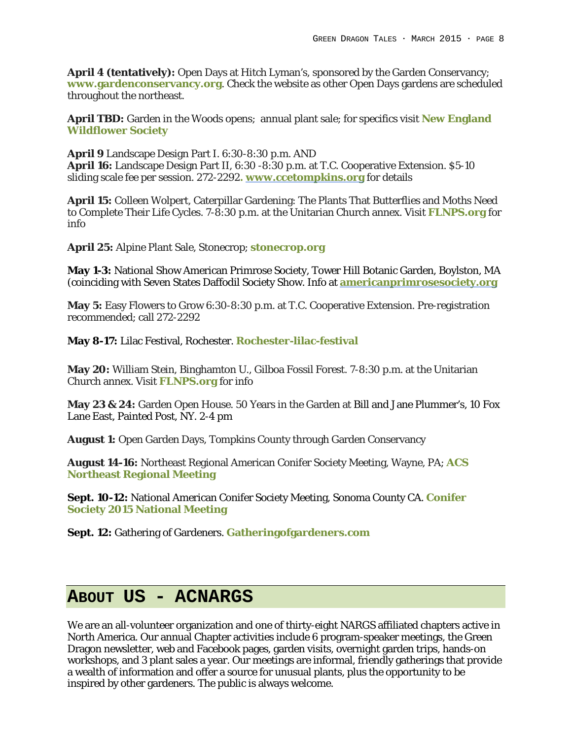**April 4 (tentatively):** Open Days at Hitch Lyman's, sponsored by the Garden Conservancy; **www.gardenconservancy.org**. Check the website as other Open Days gardens are scheduled throughout the northeast.

**April TBD:** Garden in the Woods opens; annual plant sale; for specifics visit **New England Wildflower Society**

**April 9** Landscape Design Part I. 6:30-8:30 p.m. AND
**April 16:** Landscape Design Part II, 6:30 -8:30 p.m. at T.C. Cooperative Extension. $5-10 sliding scale fee per session. 272-2292. **www.ccetompkins.org** for details

**April 15:** Colleen Wolpert, Caterpillar Gardening: The Plants That Butterflies and Moths Need to Complete Their Life Cycles. 7-8:30 p.m. at the Unitarian Church annex. Visit **FLNPS.org** for info

**April 25:** Alpine Plant Sale, Stonecrop; **stonecrop.org**

**May 1-3:** National Show American Primrose Society, Tower Hill Botanic Garden, Boylston, MA (coinciding with Seven States Daffodil Society Show. Info at **americanprimrosesociety.org**

**May 5:** Easy Flowers to Grow 6:30-8:30 p.m. at T.C. Cooperative Extension. Pre-registration recommended; call 272-2292

**May 8-17:** Lilac Festival, Rochester. **Rochester-lilac-festival**

**May 20:** William Stein, Binghamton U., Gilboa Fossil Forest. 7-8:30 p.m. at the Unitarian Church annex. Visit **FLNPS.org** for info

**May 23 & 24:** Garden Open House. 50 Years in the Garden at Bill and Jane Plummer's, 10 Fox Lane East, Painted Post, NY. 2-4 pm

**August 1:** Open Garden Days, Tompkins County through Garden Conservancy

**August 14-16:** Northeast Regional American Conifer Society Meeting, Wayne, PA; **ACS Northeast Regional Meeting**

**Sept. 10-12:** National American Conifer Society Meeting, Sonoma County CA. **Conifer Society 2015 National Meeting**

**Sept. 12:** Gathering of Gardeners. **Gatheringofgardeners.com**

## About Us - ACNARGS

We are an all-volunteer organization and one of thirty-eight NARGS affiliated chapters active in North America. Our annual Chapter activities include 6 program-speaker meetings, the Green Dragon newsletter, web and Facebook pages, garden visits, overnight garden trips, hands-on workshops, and 3 plant sales a year. Our meetings are informal, friendly gatherings that provide a wealth of information and offer a source for unusual plants, plus the opportunity to be inspired by other gardeners. The public is always welcome.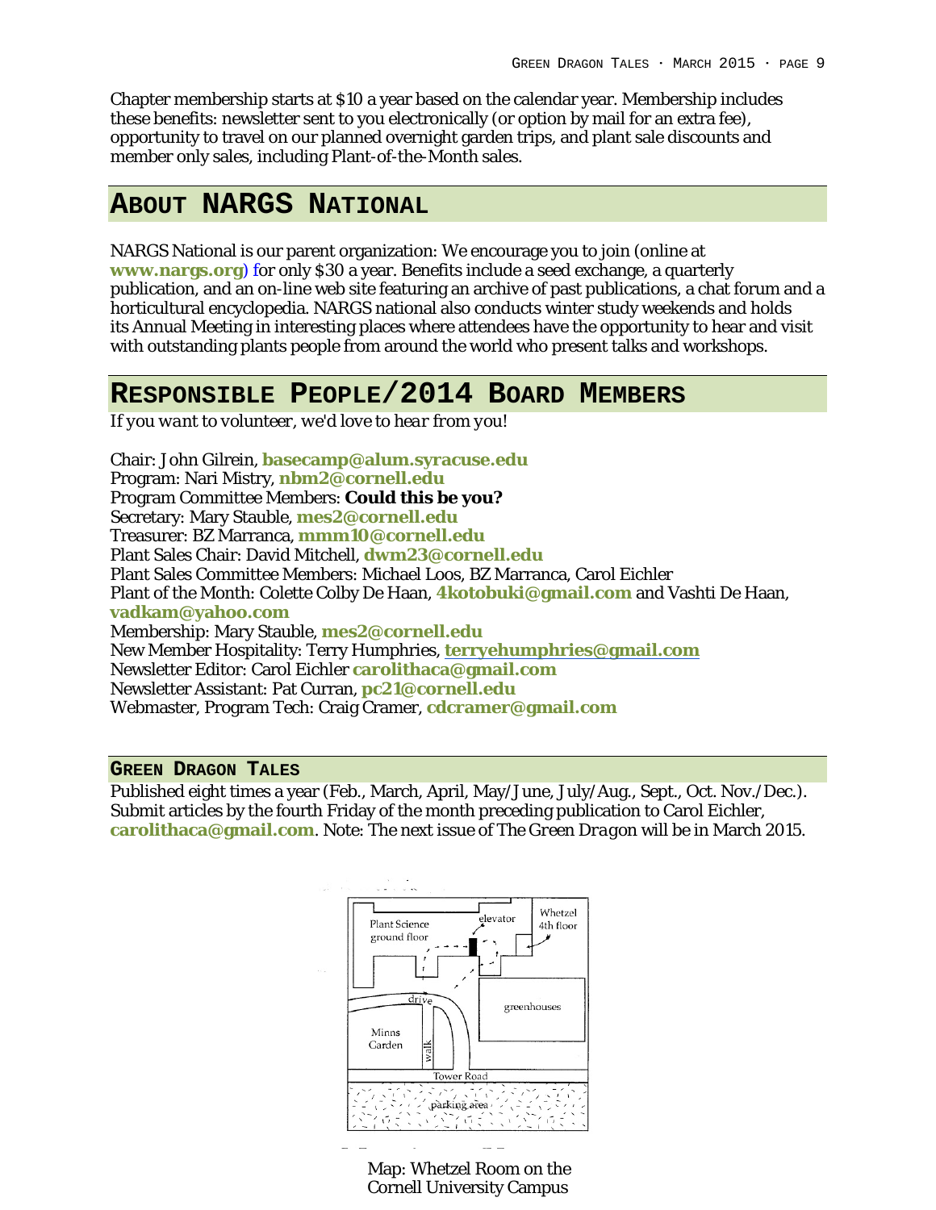Chapter membership starts at $10 a year based on the calendar year. Membership includes these benefits: newsletter sent to you electronically (or option by mail for an extra fee), opportunity to travel on our planned overnight garden trips, and plant sale discounts and member only sales, including Plant-of-the-Month sales.

## About NARGS National

NARGS National is our parent organization: We encourage you to join (online at **www.nargs.org**) for only $30 a year. Benefits include a seed exchange, a quarterly publication, and an on-line web site featuring an archive of past publications, a chat forum and a horticultural encyclopedia. NARGS national also conducts winter study weekends and holds its Annual Meeting in interesting places where attendees have the opportunity to hear and visit with outstanding plants people from around the world who present talks and workshops.

## Responsible People/2014 Board Members

*If you want to volunteer, we'd love to hear from you!*

Chair: John Gilrein, **basecamp@alum.syracuse.edu**
Program: Nari Mistry, **nbm2@cornell.edu**
Program Committee Members: **Could this be you?**
Secretary: Mary Stauble, **mes2@cornell.edu**
Treasurer: BZ Marranca, **mmm10@cornell.edu**
Plant Sales Chair: David Mitchell, **dwm23@cornell.edu**
Plant Sales Committee Members: Michael Loos, BZ Marranca, Carol Eichler
Plant of the Month: Colette Colby De Haan, **4kotobuki@gmail.com** and Vashti De Haan, **vadkam@yahoo.com**
Membership: Mary Stauble, **mes2@cornell.edu**
New Member Hospitality: Terry Humphries, **terryehumphries@gmail.com**
Newsletter Editor: Carol Eichler **carolithaca@gmail.com**
Newsletter Assistant: Pat Curran, **pc21@cornell.edu**
Webmaster, Program Tech: Craig Cramer, **cdcramer@gmail.com**

### Green Dragon Tales

Published eight times a year (Feb., March, April, May/June, July/Aug., Sept., Oct. Nov./Dec.). Submit articles by the fourth Friday of the month preceding publication to Carol Eichler, **carolithaca@gmail.com**. Note: The next issue of *The Green Dragon* will be in March 2015.

Plant Science ground floor
elevator
Whetzel 4th floor
drive
greenhouses
Minns Garden
walk
Tower Road
parking area

Map: Whetzel Room on the Cornell University Campus